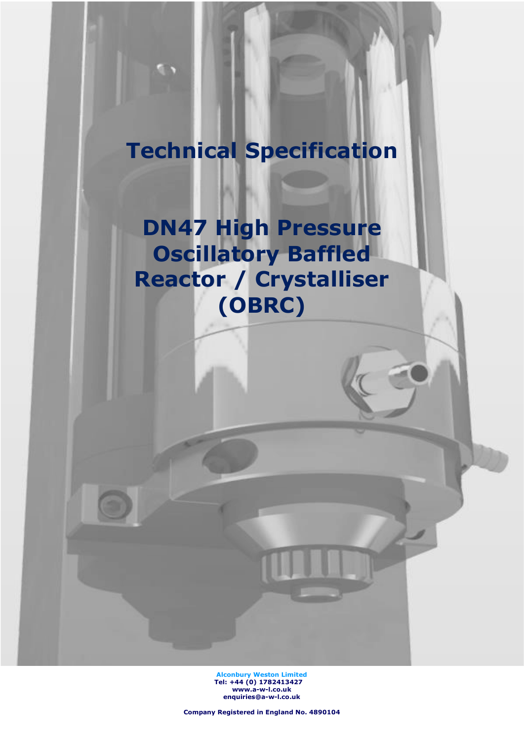# Technical Specification

# DN47 High Pressure Oscillatory Baffled Reactor / Crystalliser (OBRC)

**Alconbury Weston Limited**
**Tel: +44 (0) 1782413427**
**www.a-w-l.co.uk**
**enquiries@a-w-l.co.uk**

**Company Registered in England No. 4890104**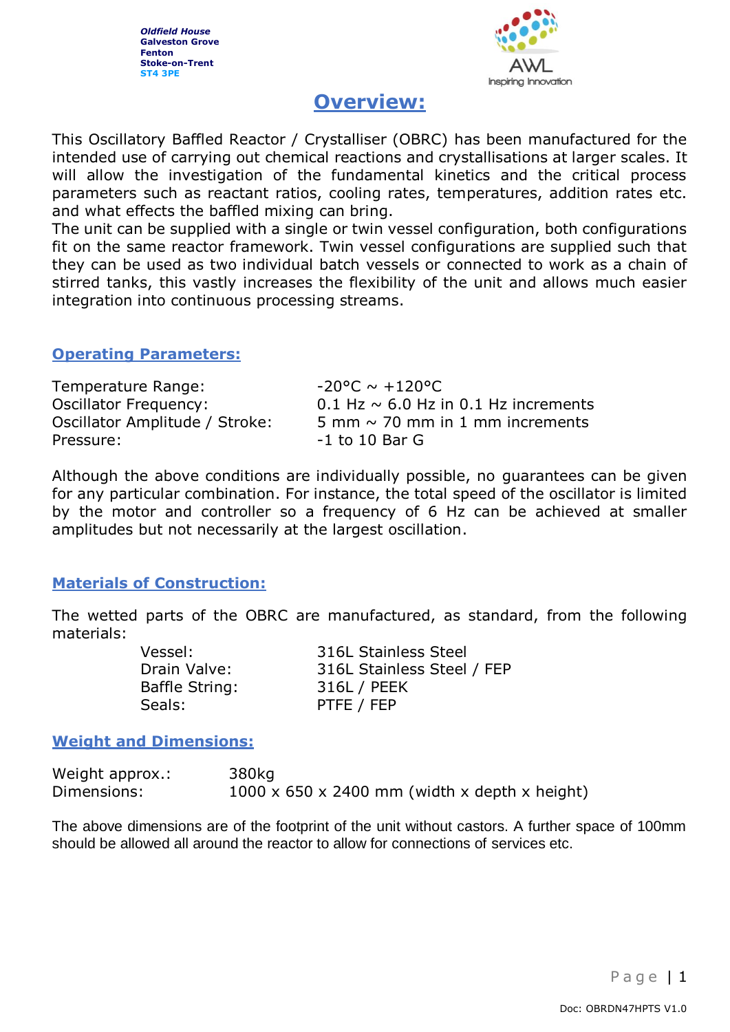Oldfield House
Galveston Grove
Fenton
Stoke-on-Trent
ST4 3PE

## Overview:

This Oscillatory Baffled Reactor / Crystalliser (OBRC) has been manufactured for the intended use of carrying out chemical reactions and crystallisations at larger scales. It will allow the investigation of the fundamental kinetics and the critical process parameters such as reactant ratios, cooling rates, temperatures, addition rates etc. and what effects the baffled mixing can bring.
The unit can be supplied with a single or twin vessel configuration, both configurations fit on the same reactor framework. Twin vessel configurations are supplied such that they can be used as two individual batch vessels or connected to work as a chain of stirred tanks, this vastly increases the flexibility of the unit and allows much easier integration into continuous processing streams.

### Operating Parameters:

| | |
|---|---|
| Temperature Range: | -20°C ~ +120°C |
| Oscillator Frequency: | 0.1 Hz ~ 6.0 Hz in 0.1 Hz increments |
| Oscillator Amplitude / Stroke: | 5 mm ~ 70 mm in 1 mm increments |
| Pressure: | -1 to 10 Bar G |

Although the above conditions are individually possible, no guarantees can be given for any particular combination. For instance, the total speed of the oscillator is limited by the motor and controller so a frequency of 6 Hz can be achieved at smaller amplitudes but not necessarily at the largest oscillation.

### Materials of Construction:

The wetted parts of the OBRC are manufactured, as standard, from the following materials:

| | |
|---|---|
| Vessel: | 316L Stainless Steel |
| Drain Valve: | 316L Stainless Steel / FEP |
| Baffle String: | 316L / PEEK |
| Seals: | PTFE / FEP |

### Weight and Dimensions:

| | |
|---|---|
| Weight approx.: | 380kg |
| Dimensions: | 1000 x 650 x 2400 mm (width x depth x height) |

The above dimensions are of the footprint of the unit without castors. A further space of 100mm should be allowed all around the reactor to allow for connections of services etc.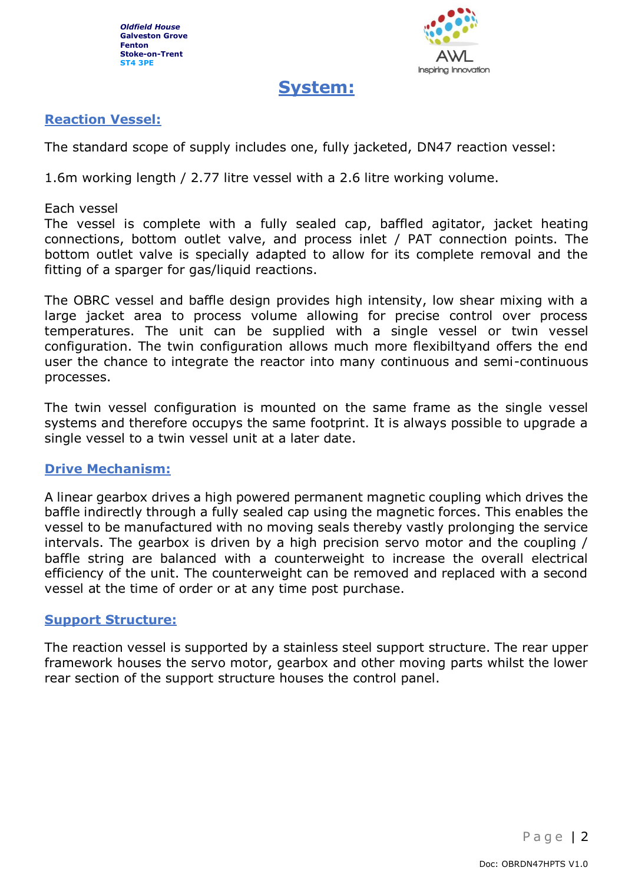# System:

## Reaction Vessel:

The standard scope of supply includes one, fully jacketed, DN47 reaction vessel:

1.6m working length / 2.77 litre vessel with a 2.6 litre working volume.

Each vessel
The vessel is complete with a fully sealed cap, baffled agitator, jacket heating connections, bottom outlet valve, and process inlet / PAT connection points. The bottom outlet valve is specially adapted to allow for its complete removal and the fitting of a sparger for gas/liquid reactions.

The OBRC vessel and baffle design provides high intensity, low shear mixing with a large jacket area to process volume allowing for precise control over process temperatures. The unit can be supplied with a single vessel or twin vessel configuration. The twin configuration allows much more flexibiltyand offers the end user the chance to integrate the reactor into many continuous and semi-continuous processes.

The twin vessel configuration is mounted on the same frame as the single vessel systems and therefore occupys the same footprint. It is always possible to upgrade a single vessel to a twin vessel unit at a later date.

## Drive Mechanism:

A linear gearbox drives a high powered permanent magnetic coupling which drives the baffle indirectly through a fully sealed cap using the magnetic forces. This enables the vessel to be manufactured with no moving seals thereby vastly prolonging the service intervals. The gearbox is driven by a high precision servo motor and the coupling / baffle string are balanced with a counterweight to increase the overall electrical efficiency of the unit. The counterweight can be removed and replaced with a second vessel at the time of order or at any time post purchase.

## Support Structure:

The reaction vessel is supported by a stainless steel support structure. The rear upper framework houses the servo motor, gearbox and other moving parts whilst the lower rear section of the support structure houses the control panel.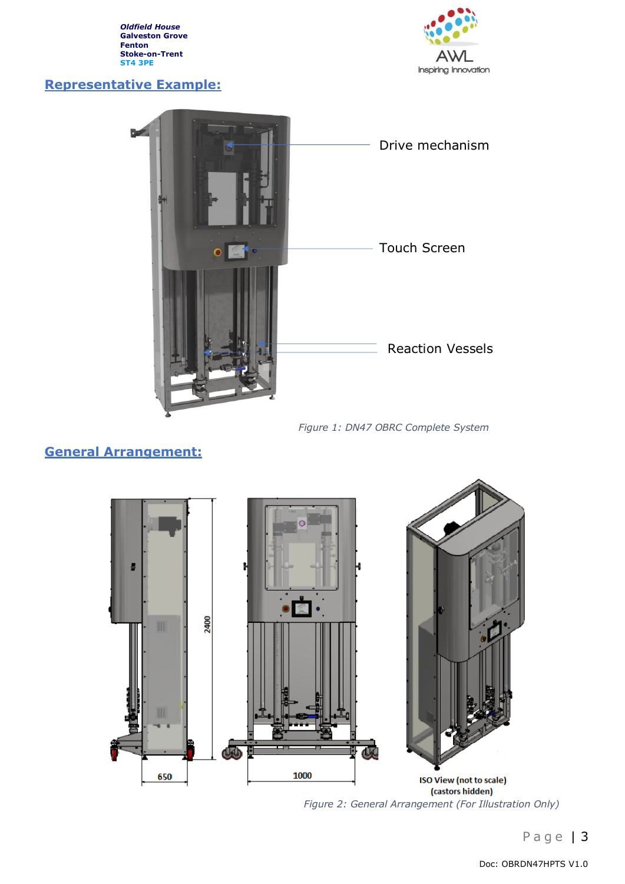## Representative Example:

Drive mechanism

Touch Screen

Reaction Vessels

*Figure 1: DN47 OBRC Complete System*

## General Arrangement:

2400

650

1000

ISO View (not to scale)
(castors hidden)

*Figure 2: General Arrangement (For Illustration Only)*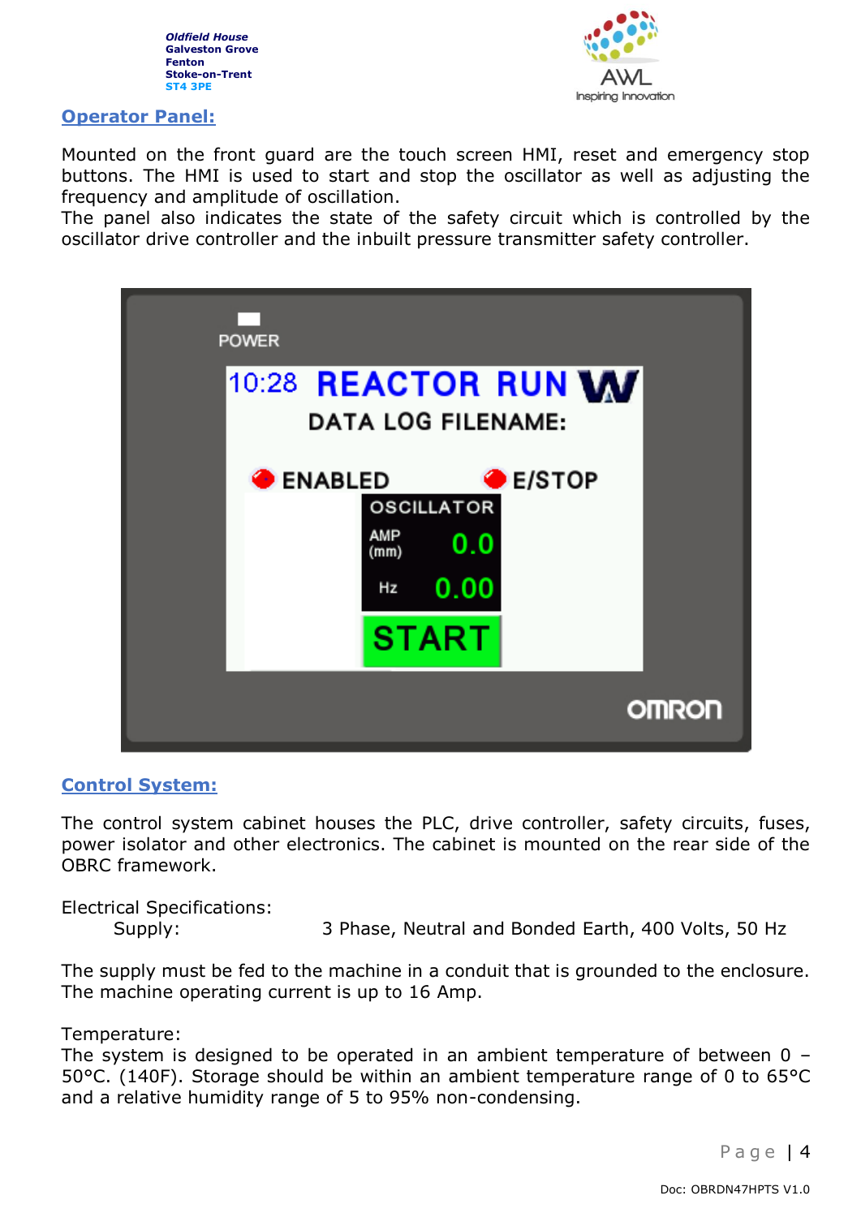## Operator Panel:

Mounted on the front guard are the touch screen HMI, reset and emergency stop buttons. The HMI is used to start and stop the oscillator as well as adjusting the frequency and amplitude of oscillation.
The panel also indicates the state of the safety circuit which is controlled by the oscillator drive controller and the inbuilt pressure transmitter safety controller.

## Control System:

The control system cabinet houses the PLC, drive controller, safety circuits, fuses, power isolator and other electronics. The cabinet is mounted on the rear side of the OBRC framework.

Electrical Specifications:

Supply: 3 Phase, Neutral and Bonded Earth, 400 Volts, 50 Hz

The supply must be fed to the machine in a conduit that is grounded to the enclosure. The machine operating current is up to 16 Amp.

Temperature:
The system is designed to be operated in an ambient temperature of between 0 – 50°C. (140F). Storage should be within an ambient temperature range of 0 to 65°C and a relative humidity range of 5 to 95% non-condensing.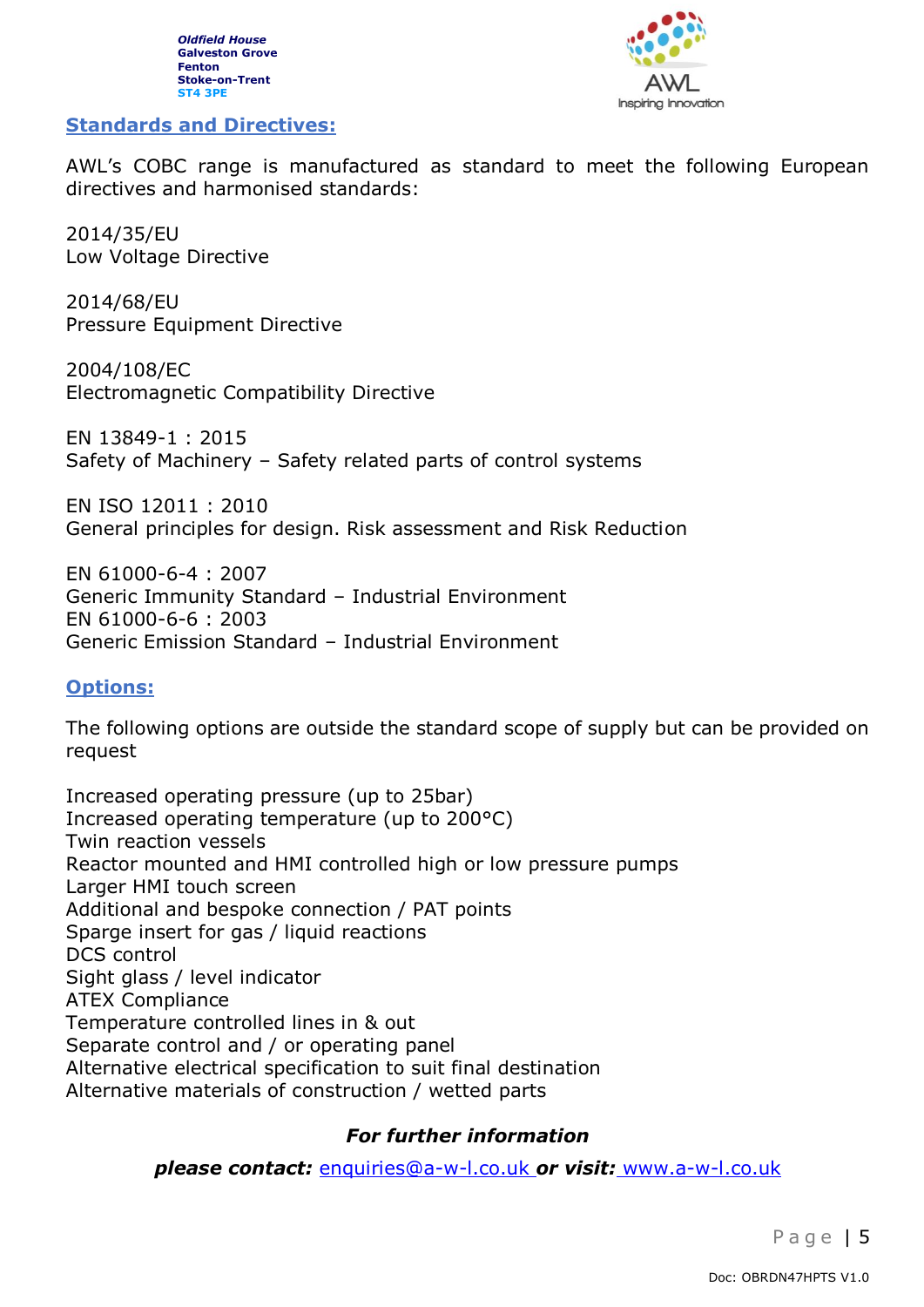## Standards and Directives:

AWL's COBC range is manufactured as standard to meet the following European directives and harmonised standards:

2014/35/EU
Low Voltage Directive

2014/68/EU
Pressure Equipment Directive

2004/108/EC
Electromagnetic Compatibility Directive

EN 13849-1 : 2015
Safety of Machinery – Safety related parts of control systems

EN ISO 12011 : 2010
General principles for design. Risk assessment and Risk Reduction

EN 61000-6-4 : 2007
Generic Immunity Standard – Industrial Environment
EN 61000-6-6 : 2003
Generic Emission Standard – Industrial Environment

## Options:

The following options are outside the standard scope of supply but can be provided on request

Increased operating pressure (up to 25bar)
Increased operating temperature (up to 200°C)
Twin reaction vessels
Reactor mounted and HMI controlled high or low pressure pumps
Larger HMI touch screen
Additional and bespoke connection / PAT points
Sparge insert for gas / liquid reactions
DCS control
Sight glass / level indicator
ATEX Compliance
Temperature controlled lines in & out
Separate control and / or operating panel
Alternative electrical specification to suit final destination
Alternative materials of construction / wetted parts

***For further information***

***please contact:*** enquiries@a-w-l.co.uk ***or visit:*** www.a-w-l.co.uk

Doc: OBRDN47HPTS V1.0